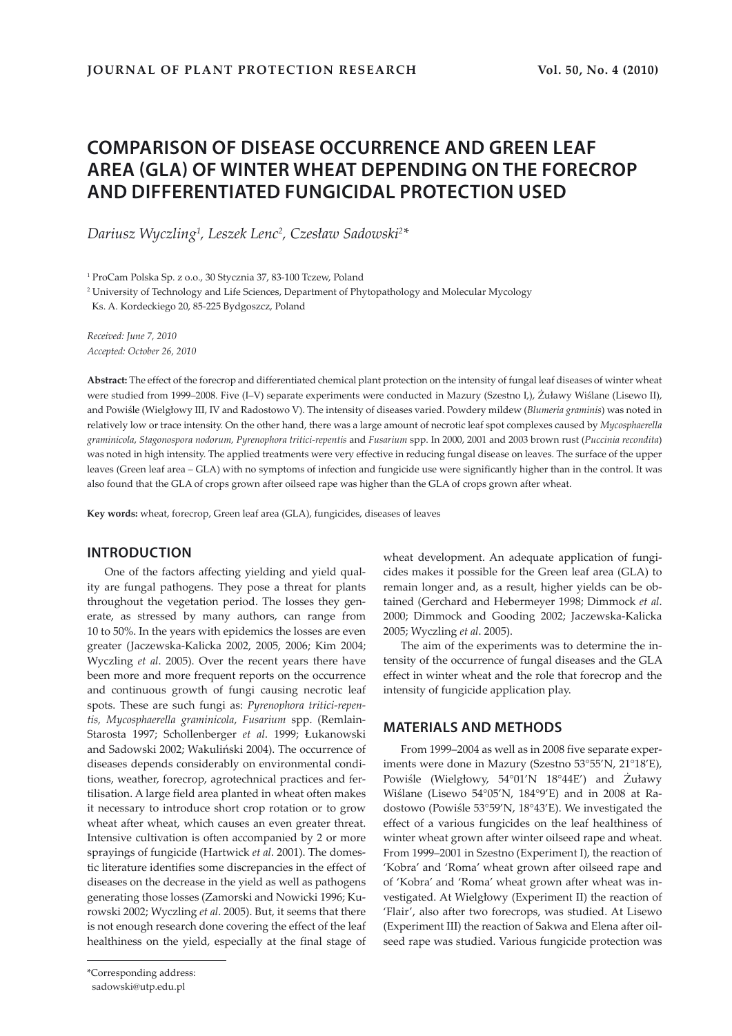# COMPARISON OF DISEASE OCCURRENCE AND GREEN LEAF AREA (GLA) OF WINTER WHEAT DEPENDING ON THE FORECROP AND DIFFERENTIATED FUNGICIDAL PROTECTION USED

*Dariusz Wyczling[1], Leszek Lenc[2], Czesław Sadowski[2]**

[1] ProCam Polska Sp. z o.o., 30 Stycznia 37, 83-100 Tczew, Poland

[2] University of Technology and Life Sciences, Department of Phytopathology and Molecular Mycology Ks. A. Kordeckiego 20, 85-225 Bydgoszcz, Poland

*Received: June 7, 2010*
*Accepted: October 26, 2010*

**Abstract:** The effect of the forecrop and differentiated chemical plant protection on the intensity of fungal leaf diseases of winter wheat were studied from 1999–2008. Five (I–V) separate experiments were conducted in Mazury (Szestno I,), Żuławy Wiślane (Lisewo II), and Powiśle (Wielgłowy III, IV and Radostowo V). The intensity of diseases varied. Powdery mildew (*Blumeria graminis*) was noted in relatively low or trace intensity. On the other hand, there was a large amount of necrotic leaf spot complexes caused by *Mycosphaerella graminicola*, *Stagonospora nodorum, Pyrenophora tritici-repentis* and *Fusarium* spp. In 2000, 2001 and 2003 brown rust (*Puccinia recondita*) was noted in high intensity. The applied treatments were very effective in reducing fungal disease on leaves. The surface of the upper leaves (Green leaf area – GLA) with no symptoms of infection and fungicide use were significantly higher than in the control. It was also found that the GLA of crops grown after oilseed rape was higher than the GLA of crops grown after wheat.

**Key words:** wheat, forecrop, Green leaf area (GLA), fungicides, diseases of leaves

## INTRODUCTION

One of the factors affecting yielding and yield quality are fungal pathogens. They pose a threat for plants throughout the vegetation period. The losses they generate, as stressed by many authors, can range from 10 to 50%. In the years with epidemics the losses are even greater (Jaczewska-Kalicka 2002, 2005, 2006; Kim 2004; Wyczling *et al*. 2005). Over the recent years there have been more and more frequent reports on the occurrence and continuous growth of fungi causing necrotic leaf spots. These are such fungi as: *Pyrenophora tritici-repentis, Mycosphaerella graminicola*, *Fusarium* spp. (Remlain-Starosta 1997; Schollenberger *et al*. 1999; Łukanowski and Sadowski 2002; Wakuliński 2004). The occurrence of diseases depends considerably on environmental conditions, weather, forecrop, agrotechnical practices and fertilisation. A large field area planted in wheat often makes it necessary to introduce short crop rotation or to grow wheat after wheat, which causes an even greater threat. Intensive cultivation is often accompanied by 2 or more sprayings of fungicide (Hartwick *et al*. 2001). The domestic literature identifies some discrepancies in the effect of diseases on the decrease in the yield as well as pathogens generating those losses (Zamorski and Nowicki 1996; Kurowski 2002; Wyczling *et al*. 2005). But, it seems that there is not enough research done covering the effect of the leaf healthiness on the yield, especially at the final stage of wheat development. An adequate application of fungicides makes it possible for the Green leaf area (GLA) to remain longer and, as a result, higher yields can be obtained (Gerchard and Hebermeyer 1998; Dimmock *et al*. 2000; Dimmock and Gooding 2002; Jaczewska-Kalicka 2005; Wyczling *et al*. 2005).

The aim of the experiments was to determine the intensity of the occurrence of fungal diseases and the GLA effect in winter wheat and the role that forecrop and the intensity of fungicide application play.

## MATERIALS AND METHODS

From 1999–2004 as well as in 2008 five separate experiments were done in Mazury (Szestno 53°55'N, 21°18'E), Powiśle (Wielgłowy, 54°01'N 18°44E') and Żuławy Wiślane (Lisewo 54°05'N, 184°9'E) and in 2008 at Radostowo (Powiśle 53°59'N, 18°43'E). We investigated the effect of a various fungicides on the leaf healthiness of winter wheat grown after winter oilseed rape and wheat. From 1999–2001 in Szestno (Experiment I), the reaction of 'Kobra' and 'Roma' wheat grown after oilseed rape and of 'Kobra' and 'Roma' wheat grown after wheat was investigated. At Wielgłowy (Experiment II) the reaction of 'Flair', also after two forecrops, was studied. At Lisewo (Experiment III) the reaction of Sakwa and Elena after oilseed rape was studied. Various fungicide protection was

*Corresponding address:
sadowski@utp.edu.pl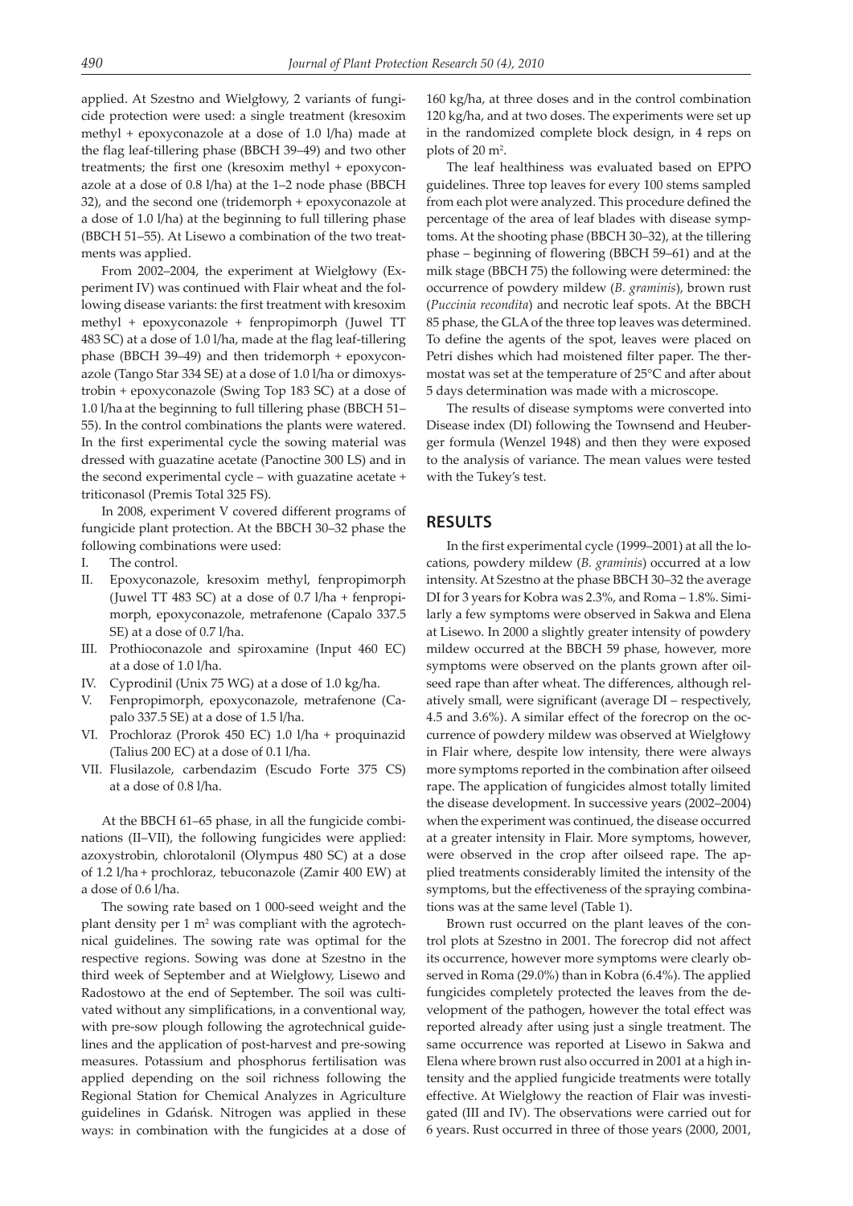applied. At Szestno and Wielgłowy, 2 variants of fungicide protection were used: a single treatment (kresoxim methyl + epoxyconazole at a dose of 1.0 l/ha) made at the flag leaf-tillering phase (BBCH 39–49) and two other treatments; the first one (kresoxim methyl + epoxyconazole at a dose of 0.8 l/ha) at the 1–2 node phase (BBCH 32), and the second one (tridemorph + epoxyconazole at a dose of 1.0 l/ha) at the beginning to full tillering phase (BBCH 51–55). At Lisewo a combination of the two treatments was applied.

From 2002–2004, the experiment at Wielgłowy (Experiment IV) was continued with Flair wheat and the following disease variants: the first treatment with kresoxim methyl + epoxyconazole + fenpropimorph (Juwel TT 483 SC) at a dose of 1.0 l/ha, made at the flag leaf-tillering phase (BBCH 39–49) and then tridemorph + epoxyconazole (Tango Star 334 SE) at a dose of 1.0 l/ha or dimoxystrobin + epoxyconazole (Swing Top 183 SC) at a dose of 1.0 l/ha at the beginning to full tillering phase (BBCH 51–55). In the control combinations the plants were watered. In the first experimental cycle the sowing material was dressed with guazatine acetate (Panoctine 300 LS) and in the second experimental cycle – with guazatine acetate + triticonasol (Premis Total 325 FS).

In 2008, experiment V covered different programs of fungicide plant protection. At the BBCH 30–32 phase the following combinations were used:

I. The control.
II. Epoxyconazole, kresoxim methyl, fenpropimorph (Juwel TT 483 SC) at a dose of 0.7 l/ha + fenpropimorph, epoxyconazole, metrafenone (Capalo 337.5 SE) at a dose of 0.7 l/ha.
III. Prothioconazole and spiroxamine (Input 460 EC) at a dose of 1.0 l/ha.
IV. Cyprodinil (Unix 75 WG) at a dose of 1.0 kg/ha.
V. Fenpropimorph, epoxyconazole, metrafenone (Capalo 337.5 SE) at a dose of 1.5 l/ha.
VI. Prochloraz (Prorok 450 EC) 1.0 l/ha + proquinazid (Talius 200 EC) at a dose of 0.1 l/ha.
VII. Flusilazole, carbendazim (Escudo Forte 375 CS) at a dose of 0.8 l/ha.

At the BBCH 61–65 phase, in all the fungicide combinations (II–VII), the following fungicides were applied: azoxystrobin, chlorotalonil (Olympus 480 SC) at a dose of 1.2 l/ha + prochloraz, tebuconazole (Zamir 400 EW) at a dose of 0.6 l/ha.

The sowing rate based on 1 000-seed weight and the plant density per 1 $m^2$ was compliant with the agrotechnical guidelines. The sowing rate was optimal for the respective regions. Sowing was done at Szestno in the third week of September and at Wielgłowy, Lisewo and Radostowo at the end of September. The soil was cultivated without any simplifications, in a conventional way, with pre-sow plough following the agrotechnical guidelines and the application of post-harvest and pre-sowing measures. Potassium and phosphorus fertilisation was applied depending on the soil richness following the Regional Station for Chemical Analyzes in Agriculture guidelines in Gdańsk. Nitrogen was applied in these ways: in combination with the fungicides at a dose of 160 kg/ha, at three doses and in the control combination 120 kg/ha, at two doses. The experiments were set up in the randomized complete block design, in 4 reps on plots of 20 $m^2$.

The leaf healthiness was evaluated based on EPPO guidelines. Three top leaves for every 100 stems sampled from each plot were analyzed. This procedure defined the percentage of the area of leaf blades with disease symptoms. At the shooting phase (BBCH 30–32), at the tillering phase – beginning of flowering (BBCH 59–61) and at the milk stage (BBCH 75) the following were determined: the occurrence of powdery mildew (*B. graminis*), brown rust (*Puccinia recondita*) and necrotic leaf spots. At the BBCH 85 phase, the GLA of the three top leaves was determined. To define the agents of the spot, leaves were placed on Petri dishes which had moistened filter paper. The thermostat was set at the temperature of 25°C and after about 5 days determination was made with a microscope.

The results of disease symptoms were converted into Disease index (DI) following the Townsend and Heuberger formula (Wenzel 1948) and then they were exposed to the analysis of variance. The mean values were tested with the Tukey's test.

## RESULTS

In the first experimental cycle (1999–2001) at all the locations, powdery mildew (*B. graminis*) occurred at a low intensity. At Szestno at the phase BBCH 30–32 the average DI for 3 years for Kobra was 2.3%, and Roma – 1.8%. Similarly a few symptoms were observed in Sakwa and Elena at Lisewo. In 2000 a slightly greater intensity of powdery mildew occurred at the BBCH 59 phase, however, more symptoms were observed on the plants grown after oilseed rape than after wheat. The differences, although relatively small, were significant (average DI – respectively, 4.5 and 3.6%). A similar effect of the forecrop on the occurrence of powdery mildew was observed at Wielgłowy in Flair where, despite low intensity, there were always more symptoms reported in the combination after oilseed rape. The application of fungicides almost totally limited the disease development. In successive years (2002–2004) when the experiment was continued, the disease occurred at a greater intensity in Flair. More symptoms, however, were observed in the crop after oilseed rape. The applied treatments considerably limited the intensity of the symptoms, but the effectiveness of the spraying combinations was at the same level (Table 1).

Brown rust occurred on the plant leaves of the control plots at Szestno in 2001. The forecrop did not affect its occurrence, however more symptoms were clearly observed in Roma (29.0%) than in Kobra (6.4%). The applied fungicides completely protected the leaves from the development of the pathogen, however the total effect was reported already after using just a single treatment. The same occurrence was reported at Lisewo in Sakwa and Elena where brown rust also occurred in 2001 at a high intensity and the applied fungicide treatments were totally effective. At Wielgłowy the reaction of Flair was investigated (III and IV). The observations were carried out for 6 years. Rust occurred in three of those years (2000, 2001,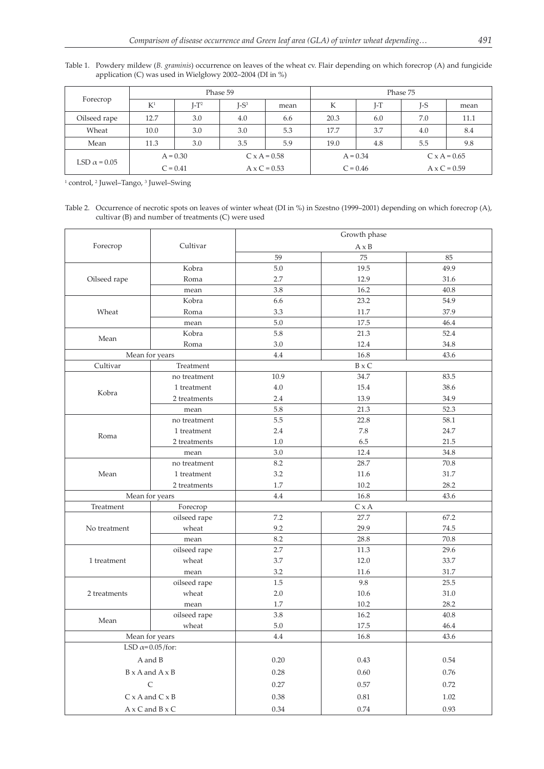Table 1. Powdery mildew (*B. graminis*) occurrence on leaves of the wheat cv. Flair depending on which forecrop (A) and fungicide application (C) was used in Wielgłowy 2002–2004 (DI in %)

| Forecrop | Phase 59 | | | | Phase 75 | | | |
|---|---|---|---|---|---|---|---|---|
| | K[1] | J-T[2] | J-S[3] | mean | K | J-T | J-S | mean |
| Oilseed rape | 12.7 | 3.0 | 4.0 | 6.6 | 20.3 | 6.0 | 7.0 | 11.1 |
| Wheat | 10.0 | 3.0 | 3.0 | 5.3 | 17.7 | 3.7 | 4.0 | 8.4 |
| Mean | 11.3 | 3.0 | 3.5 | 5.9 | 19.0 | 4.8 | 5.5 | 9.8 |
| LSD α = 0.05 | A = 0.30 | | C x A = 0.58 | | A = 0.34 | | C x A = 0.65 | |
| | C = 0.41 | | A x C = 0.53 | | C = 0.46 | | A x C = 0.59 | |

[1] control, [2] Juwel–Tango, [3] Juwel–Swing

Table 2. Occurrence of necrotic spots on leaves of winter wheat (DI in %) in Szestno (1999–2001) depending on which forecrop (A), cultivar (B) and number of treatments (C) were used

| Forecrop | Cultivar | Growth phase | | |
|---|---|---|---|---|
| | | A x B | | |
| | | 59 | 75 | 85 |
| Oilseed rape | Kobra | 5.0 | 19.5 | 49.9 |
| | Roma | 2.7 | 12.9 | 31.6 |
| | mean | 3.8 | 16.2 | 40.8 |
| Wheat | Kobra | 6.6 | 23.2 | 54.9 |
| | Roma | 3.3 | 11.7 | 37.9 |
| | mean | 5.0 | 17.5 | 46.4 |
| Mean | Kobra | 5.8 | 21.3 | 52.4 |
| | Roma | 3.0 | 12.4 | 34.8 |
| Mean for years | | 4.4 | 16.8 | 43.6 |
| Cultivar | Treatment | B x C | | |
| Kobra | no treatment | 10.9 | 34.7 | 83.5 |
| | 1 treatment | 4.0 | 15.4 | 38.6 |
| | 2 treatments | 2.4 | 13.9 | 34.9 |
| | mean | 5.8 | 21.3 | 52.3 |
| Roma | no treatment | 5.5 | 22.8 | 58.1 |
| | 1 treatment | 2.4 | 7.8 | 24.7 |
| | 2 treatments | 1.0 | 6.5 | 21.5 |
| | mean | 3.0 | 12.4 | 34.8 |
| Mean | no treatment | 8.2 | 28.7 | 70.8 |
| | 1 treatment | 3.2 | 11.6 | 31.7 |
| | 2 treatments | 1.7 | 10.2 | 28.2 |
| Mean for years | | 4.4 | 16.8 | 43.6 |
| Treatment | Forecrop | C x A | | |
| No treatment | oilseed rape | 7.2 | 27.7 | 67.2 |
| | wheat | 9.2 | 29.9 | 74.5 |
| | mean | 8.2 | 28.8 | 70.8 |
| 1 treatment | oilseed rape | 2.7 | 11.3 | 29.6 |
| | wheat | 3.7 | 12.0 | 33.7 |
| | mean | 3.2 | 11.6 | 31.7 |
| 2 treatments | oilseed rape | 1.5 | 9.8 | 25.5 |
| | wheat | 2.0 | 10.6 | 31.0 |
| | mean | 1.7 | 10.2 | 28.2 |
| Mean | oilseed rape | 3.8 | 16.2 | 40.8 |
| | wheat | 5.0 | 17.5 | 46.4 |
| Mean for years | | 4.4 | 16.8 | 43.6 |
| LSD α=0.05/for: | | | | |
| A and B | | 0.20 | 0.43 | 0.54 |
| B x A and A x B | | 0.28 | 0.60 | 0.76 |
| C | | 0.27 | 0.57 | 0.72 |
| C x A and C x B | | 0.38 | 0.81 | 1.02 |
| A x C and B x C | | 0.34 | 0.74 | 0.93 |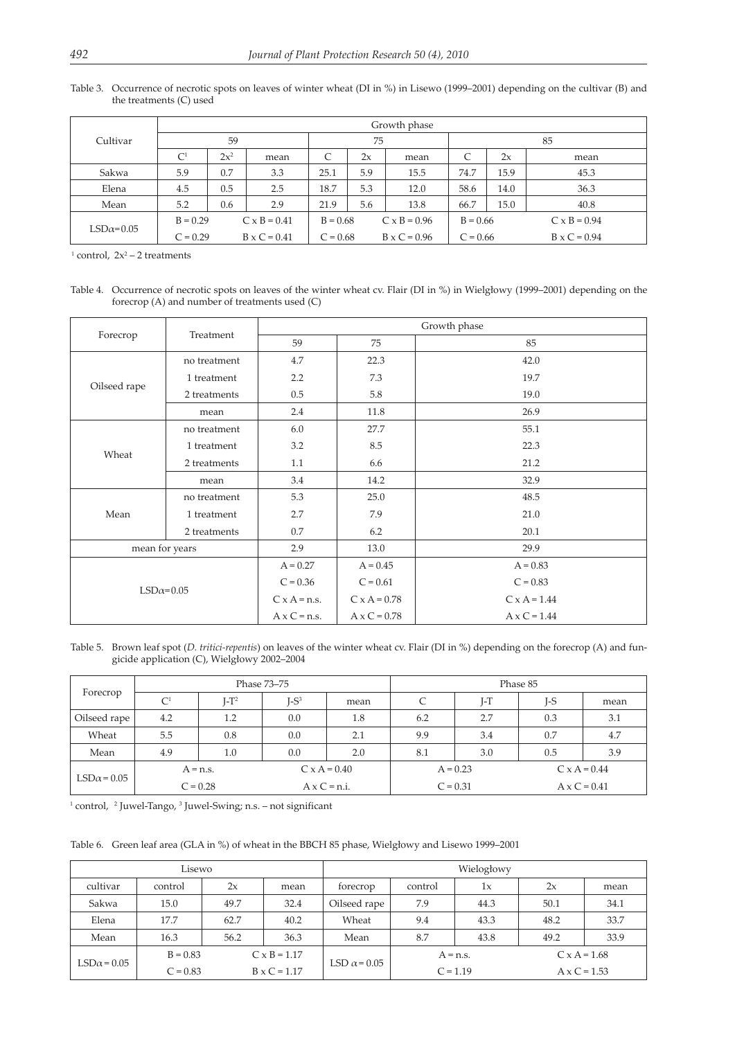Table 3. Occurrence of necrotic spots on leaves of winter wheat (DI in %) in Lisewo (1999–2001) depending on the cultivar (B) and the treatments (C) used

| Cultivar | Growth phase | | | | | | | | |
|---|---|---|---|---|---|---|---|---|---|
| | 59 | | | 75 | | | 85 | | |
| | C[1] | 2x[2] | mean | C | 2x | mean | C | 2x | mean |
| Sakwa | 5.9 | 0.7 | 3.3 | 25.1 | 5.9 | 15.5 | 74.7 | 15.9 | 45.3 |
| Elena | 4.5 | 0.5 | 2.5 | 18.7 | 5.3 | 12.0 | 58.6 | 14.0 | 36.3 |
| Mean | 5.2 | 0.6 | 2.9 | 21.9 | 5.6 | 13.8 | 66.7 | 15.0 | 40.8 |
| LSDα=0.05 | B = 0.29<br>C = 0.29 | | C x B = 0.41<br>B x C = 0.41 | B = 0.68<br>C = 0.68 | | C x B = 0.96<br>B x C = 0.96 | B = 0.66<br>C = 0.66 | | C x B = 0.94<br>B x C = 0.94 |

[1] control, 2x[2] – 2 treatments

Table 4. Occurrence of necrotic spots on leaves of the winter wheat cv. Flair (DI in %) in Wielgłowy (1999–2001) depending on the forecrop (A) and number of treatments used (C)

| Forecrop | Treatment | Growth phase | | |
|---|---|---|---|---|
| | | 59 | 75 | 85 |
| Oilseed rape | no treatment | 4.7 | 22.3 | 42.0 |
| | 1 treatment | 2.2 | 7.3 | 19.7 |
| | 2 treatments | 0.5 | 5.8 | 19.0 |
| | mean | 2.4 | 11.8 | 26.9 |
| Wheat | no treatment | 6.0 | 27.7 | 55.1 |
| | 1 treatment | 3.2 | 8.5 | 22.3 |
| | 2 treatments | 1.1 | 6.6 | 21.2 |
| | mean | 3.4 | 14.2 | 32.9 |
| Mean | no treatment | 5.3 | 25.0 | 48.5 |
| | 1 treatment | 2.7 | 7.9 | 21.0 |
| | 2 treatments | 0.7 | 6.2 | 20.1 |
| mean for years | | 2.9 | 13.0 | 29.9 |
| LSDα=0.05 | | A = 0.27 | A = 0.45 | A = 0.83 |
| | | C = 0.36 | C = 0.61 | C = 0.83 |
| | | C x A = n.s. | C x A = 0.78 | C x A = 1.44 |
| | | A x C = n.s. | A x C = 0.78 | A x C = 1.44 |

Table 5. Brown leaf spot (*D. tritici-repentis*) on leaves of the winter wheat cv. Flair (DI in %) depending on the forecrop (A) and fungicide application (C), Wielgłowy 2002–2004

| Forecrop | Phase 73–75 | | | | Phase 85 | | | |
|---|---|---|---|---|---|---|---|---|
| | C[1] | J-T[2] | J-S[3] | mean | C | J-T | J-S | mean |
| Oilseed rape | 4.2 | 1.2 | 0.0 | 1.8 | 6.2 | 2.7 | 0.3 | 3.1 |
| Wheat | 5.5 | 0.8 | 0.0 | 2.1 | 9.9 | 3.4 | 0.7 | 4.7 |
| Mean | 4.9 | 1.0 | 0.0 | 2.0 | 8.1 | 3.0 | 0.5 | 3.9 |
| LSDα = 0.05 | A = n.s.<br>C = 0.28 | | C x A = 0.40<br>A x C = n.i. | | A = 0.23<br>C = 0.31 | | C x A = 0.44<br>A x C = 0.41 | |

[1] control, [2] Juwel-Tango, [3] Juwel-Swing; n.s. – not significant

Table 6. Green leaf area (GLA in %) of wheat in the BBCH 85 phase, Wielgłowy and Lisewo 1999–2001

| Lisewo | | | | Wielogłowy | | | | |
|---|---|---|---|---|---|---|---|---|
| cultivar | control | 2x | mean | forecrop | control | 1x | 2x | mean |
| Sakwa | 15.0 | 49.7 | 32.4 | Oilseed rape | 7.9 | 44.3 | 50.1 | 34.1 |
| Elena | 17.7 | 62.7 | 40.2 | Wheat | 9.4 | 43.3 | 48.2 | 33.7 |
| Mean | 16.3 | 56.2 | 36.3 | Mean | 8.7 | 43.8 | 49.2 | 33.9 |
| LSDα = 0.05 | B = 0.83<br>C = 0.83 | | C x B = 1.17<br>B x C = 1.17 | LSD α = 0.05 | A = n.s.<br>C = 1.19 | | C x A = 1.68<br>A x C = 1.53 | |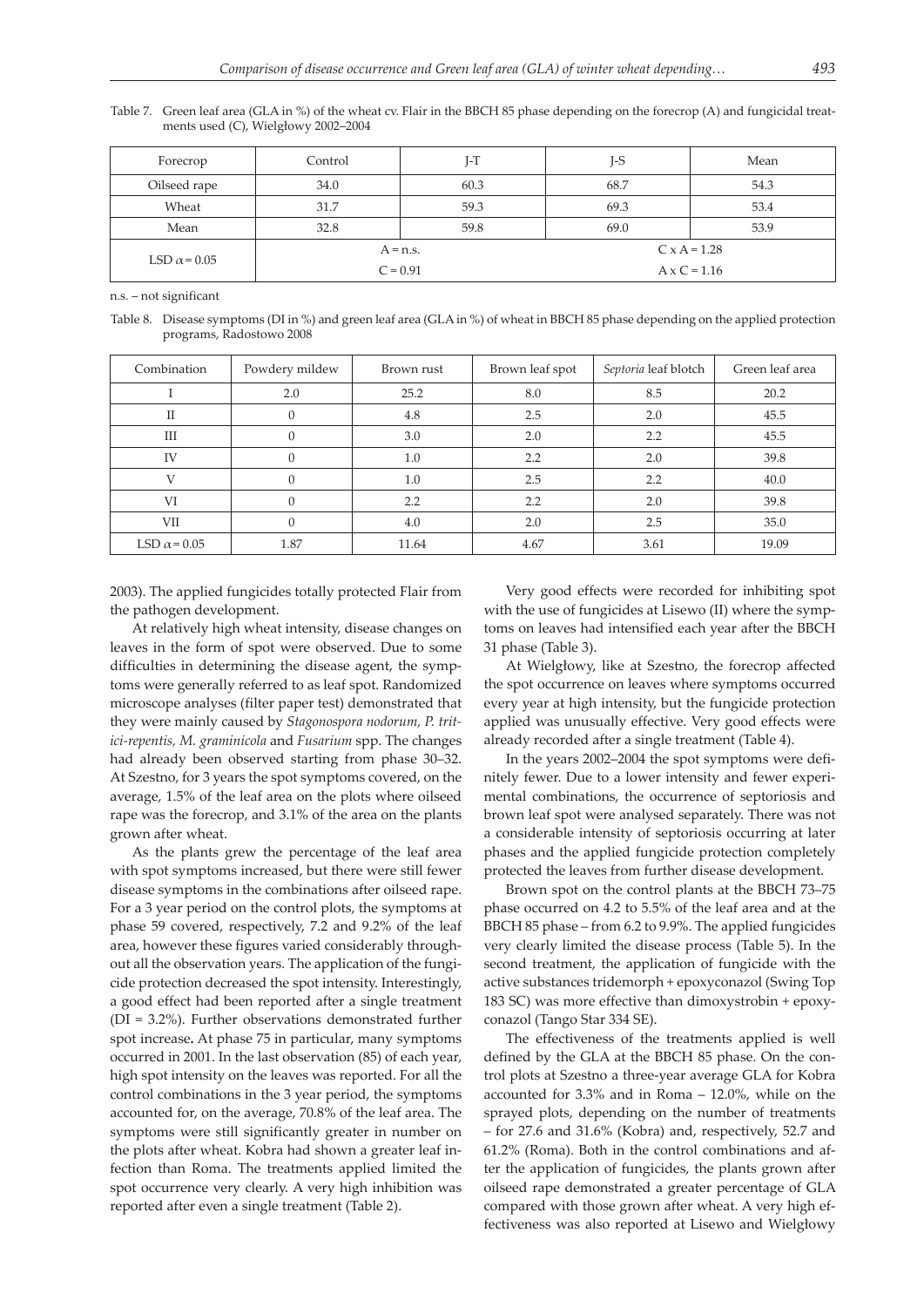Table 7. Green leaf area (GLA in %) of the wheat cv. Flair in the BBCH 85 phase depending on the forecrop (A) and fungicidal treatments used (C), Wielgłowy 2002–2004

| Forecrop | Control | J-T | J-S | Mean |
|---|---|---|---|---|
| Oilseed rape | 34.0 | 60.3 | 68.7 | 54.3 |
| Wheat | 31.7 | 59.3 | 69.3 | 53.4 |
| Mean | 32.8 | 59.8 | 69.0 | 53.9 |
| LSD $\alpha = 0.05$ | A = n.s. | | C x A = 1.28 | |
| | C = 0.91 | | A x C = 1.16 | |

n.s. – not significant

Table 8. Disease symptoms (DI in %) and green leaf area (GLA in %) of wheat in BBCH 85 phase depending on the applied protection programs, Radostowo 2008

| Combination | Powdery mildew | Brown rust | Brown leaf spot | *Septoria* leaf blotch | Green leaf area |
|---|---|---|---|---|---|
| I | 2.0 | 25.2 | 8.0 | 8.5 | 20.2 |
| II | 0 | 4.8 | 2.5 | 2.0 | 45.5 |
| III | 0 | 3.0 | 2.0 | 2.2 | 45.5 |
| IV | 0 | 1.0 | 2.2 | 2.0 | 39.8 |
| V | 0 | 1.0 | 2.5 | 2.2 | 40.0 |
| VI | 0 | 2.2 | 2.2 | 2.0 | 39.8 |
| VII | 0 | 4.0 | 2.0 | 2.5 | 35.0 |
| LSD $\alpha = 0.05$ | 1.87 | 11.64 | 4.67 | 3.61 | 19.09 |

2003). The applied fungicides totally protected Flair from the pathogen development.

At relatively high wheat intensity, disease changes on leaves in the form of spot were observed. Due to some difficulties in determining the disease agent, the symptoms were generally referred to as leaf spot. Randomized microscope analyses (filter paper test) demonstrated that they were mainly caused by *Stagonospora nodorum, P. tritici-repentis, M. graminicola* and *Fusarium* spp. The changes had already been observed starting from phase 30–32. At Szestno, for 3 years the spot symptoms covered, on the average, 1.5% of the leaf area on the plots where oilseed rape was the forecrop, and 3.1% of the area on the plants grown after wheat.

As the plants grew the percentage of the leaf area with spot symptoms increased, but there were still fewer disease symptoms in the combinations after oilseed rape. For a 3 year period on the control plots, the symptoms at phase 59 covered, respectively, 7.2 and 9.2% of the leaf area, however these figures varied considerably throughout all the observation years. The application of the fungicide protection decreased the spot intensity. Interestingly, a good effect had been reported after a single treatment (DI = 3.2%). Further observations demonstrated further spot increase**.** At phase 75 in particular, many symptoms occurred in 2001. In the last observation (85) of each year, high spot intensity on the leaves was reported. For all the control combinations in the 3 year period, the symptoms accounted for, on the average, 70.8% of the leaf area. The symptoms were still significantly greater in number on the plots after wheat. Kobra had shown a greater leaf infection than Roma. The treatments applied limited the spot occurrence very clearly. A very high inhibition was reported after even a single treatment (Table 2).

Very good effects were recorded for inhibiting spot with the use of fungicides at Lisewo (II) where the symptoms on leaves had intensified each year after the BBCH 31 phase (Table 3).

At Wielgłowy, like at Szestno, the forecrop affected the spot occurrence on leaves where symptoms occurred every year at high intensity, but the fungicide protection applied was unusually effective. Very good effects were already recorded after a single treatment (Table 4).

In the years 2002–2004 the spot symptoms were definitely fewer. Due to a lower intensity and fewer experimental combinations, the occurrence of septoriosis and brown leaf spot were analysed separately. There was not a considerable intensity of septoriosis occurring at later phases and the applied fungicide protection completely protected the leaves from further disease development.

Brown spot on the control plants at the BBCH 73–75 phase occurred on 4.2 to 5.5% of the leaf area and at the BBCH 85 phase – from 6.2 to 9.9%. The applied fungicides very clearly limited the disease process (Table 5). In the second treatment, the application of fungicide with the active substances tridemorph + epoxyconazol (Swing Top 183 SC) was more effective than dimoxystrobin + epoxyconazol (Tango Star 334 SE).

The effectiveness of the treatments applied is well defined by the GLA at the BBCH 85 phase. On the control plots at Szestno a three-year average GLA for Kobra accounted for 3.3% and in Roma – 12.0%, while on the sprayed plots, depending on the number of treatments – for 27.6 and 31.6% (Kobra) and, respectively, 52.7 and 61.2% (Roma). Both in the control combinations and after the application of fungicides, the plants grown after oilseed rape demonstrated a greater percentage of GLA compared with those grown after wheat. A very high effectiveness was also reported at Lisewo and Wielgłowy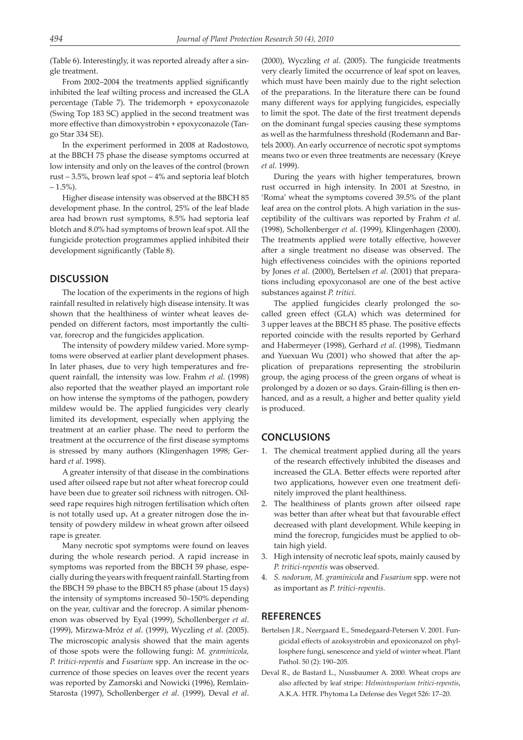(Table 6). Interestingly, it was reported already after a single treatment.

From 2002–2004 the treatments applied significantly inhibited the leaf wilting process and increased the GLA percentage (Table 7). The tridemorph + epoxyconazole (Swing Top 183 SC) applied in the second treatment was more effective than dimoxystrobin + epoxyconazole (Tango Star 334 SE).

In the experiment performed in 2008 at Radostowo, at the BBCH 75 phase the disease symptoms occurred at low intensity and only on the leaves of the control (brown rust – 3.5%, brown leaf spot – 4% and septoria leaf blotch – 1.5%).

Higher disease intensity was observed at the BBCH 85 development phase. In the control, 25% of the leaf blade area had brown rust symptoms, 8.5% had septoria leaf blotch and 8.0% had symptoms of brown leaf spot. All the fungicide protection programmes applied inhibited their development significantly (Table 8).

## DISCUSSION

The location of the experiments in the regions of high rainfall resulted in relatively high disease intensity. It was shown that the healthiness of winter wheat leaves depended on different factors, most importantly the cultivar, forecrop and the fungicides application.

The intensity of powdery mildew varied. More symptoms were observed at earlier plant development phases. In later phases, due to very high temperatures and frequent rainfall, the intensity was low. Frahm *et al*. (1998) also reported that the weather played an important role on how intense the symptoms of the pathogen, powdery mildew would be. The applied fungicides very clearly limited its development, especially when applying the treatment at an earlier phase. The need to perform the treatment at the occurrence of the first disease symptoms is stressed by many authors (Klingenhagen 1998; Gerhard *et al*. 1998).

A greater intensity of that disease in the combinations used after oilseed rape but not after wheat forecrop could have been due to greater soil richness with nitrogen. Oilseed rape requires high nitrogen fertilisation which often is not totally used up**.** At a greater nitrogen dose the intensity of powdery mildew in wheat grown after oilseed rape is greater.

Many necrotic spot symptoms were found on leaves during the whole research period. A rapid increase in symptoms was reported from the BBCH 59 phase, especially during the years with frequent rainfall. Starting from the BBCH 59 phase to the BBCH 85 phase (about 15 days) the intensity of symptoms increased 50–150% depending on the year, cultivar and the forecrop. A similar phenomenon was observed by Eyal (1999), Schollenberger *et al*. (1999), Mirzwa-Mróz *et al*. (1999), Wyczling *et al*. (2005). The microscopic analysis showed that the main agents of those spots were the following fungi: *M. graminicola, P. tritici-repentis* and *Fusarium* spp. An increase in the occurrence of those species on leaves over the recent years was reported by Zamorski and Nowicki (1996), Remlain-Starosta (1997), Schollenberger *et al*. (1999), Deval *et al*. (2000), Wyczling *et al*. (2005). The fungicide treatments very clearly limited the occurrence of leaf spot on leaves, which must have been mainly due to the right selection of the preparations. In the literature there can be found many different ways for applying fungicides, especially to limit the spot. The date of the first treatment depends on the dominant fungal species causing these symptoms as well as the harmfulness threshold (Rodemann and Bartels 2000). An early occurrence of necrotic spot symptoms means two or even three treatments are necessary (Kreye *et al*. 1999).

During the years with higher temperatures, brown rust occurred in high intensity. In 2001 at Szestno, in 'Roma' wheat the symptoms covered 39.5% of the plant leaf area on the control plots. A high variation in the susceptibility of the cultivars was reported by Frahm *et al*. (1998), Schollenberger *et al*. (1999), Klingenhagen (2000). The treatments applied were totally effective, however after a single treatment no disease was observed. The high effectiveness coincides with the opinions reported by Jones *et al*. (2000), Bertelsen *et al*. (2001) that preparations including epoxyconasol are one of the best active substances against *P. tritici*.

The applied fungicides clearly prolonged the so-called green effect (GLA) which was determined for 3 upper leaves at the BBCH 85 phase. The positive effects reported coincide with the results reported by Gerhard and Habermeyer (1998), Gerhard *et al*. (1998), Tiedmann and Yuexuan Wu (2001) who showed that after the application of preparations representing the strobilurin group, the aging process of the green organs of wheat is prolonged by a dozen or so days. Grain-filling is then enhanced, and as a result, a higher and better quality yield is produced.

## CONCLUSIONS

1. The chemical treatment applied during all the years of the research effectively inhibited the diseases and increased the GLA. Better effects were reported after two applications, however even one treatment definitely improved the plant healthiness.
2. The healthiness of plants grown after oilseed rape was better than after wheat but that favourable effect decreased with plant development. While keeping in mind the forecrop, fungicides must be applied to obtain high yield.
3. High intensity of necrotic leaf spots, mainly caused by *P. tritici-repentis* was observed.
4. *S. nodorum, M. graminicola* and *Fusarium* spp. were not as important as *P. tritici-repentis.*

## REFERENCES

Bertelsen J.R., Neergaard E., Smedegaard-Petersen V. 2001. Fungicidal effects of azoksystrobin and epoxiconazol on phyllosphere fungi, senescence and yield of winter wheat. Plant Pathol. 50 (2): 190–205.

Deval R., de Bastard L., Nussbaumer A. 2000. Wheat crops are also affected by leaf stripe: *Helmintosporium tritici-repentis*, A.K.A. HTR. Phytoma La Defense des Veget 526: 17–20.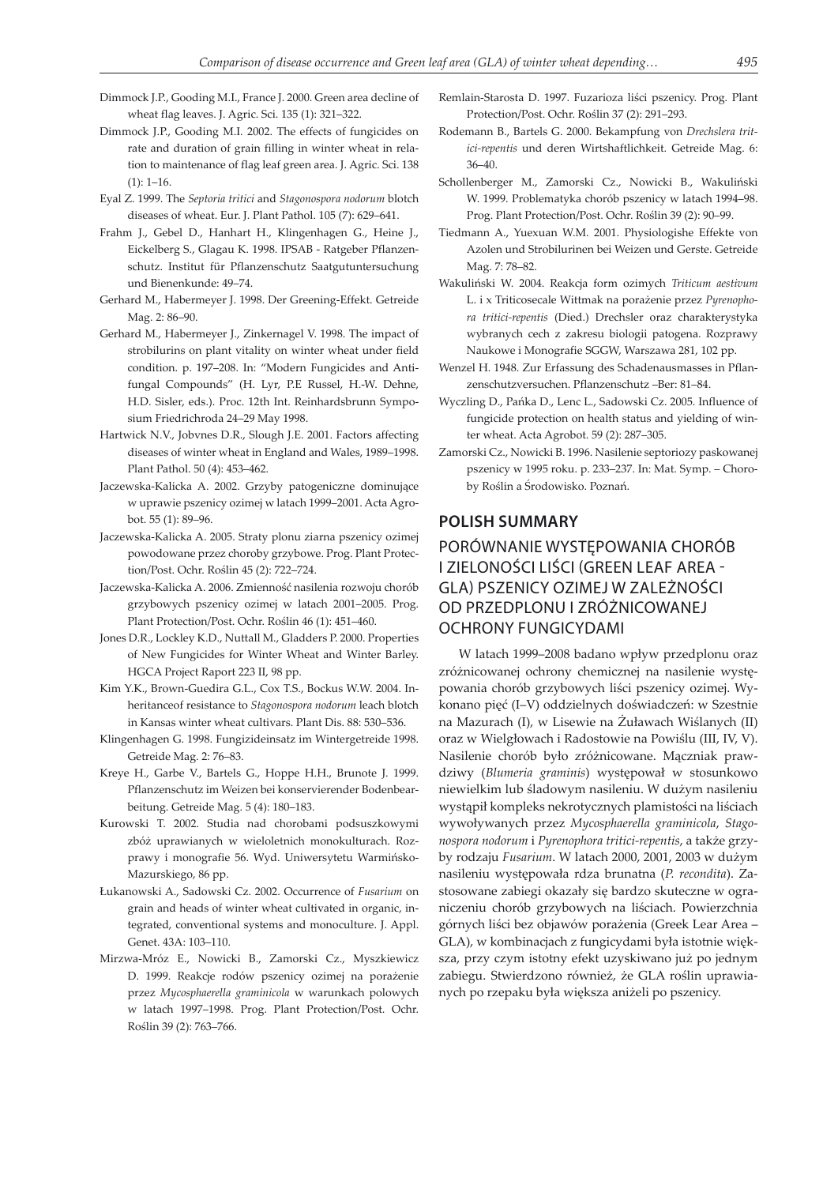Dimmock J.P., Gooding M.I., France J. 2000. Green area decline of wheat flag leaves. J. Agric. Sci. 135 (1): 321–322.

Dimmock J.P., Gooding M.I. 2002. The effects of fungicides on rate and duration of grain filling in winter wheat in relation to maintenance of flag leaf green area. J. Agric. Sci. 138 (1): 1–16.

Eyal Z. 1999. The *Septoria tritici* and *Stagonospora nodorum* blotch diseases of wheat. Eur. J. Plant Pathol. 105 (7): 629–641.

Frahm J., Gebel D., Hanhart H., Klingenhagen G., Heine J., Eickelberg S., Glagau K. 1998. IPSAB - Ratgeber Pflanzenschutz. Institut für Pflanzenschutz Saatgutuntersuchung und Bienenkunde: 49–74.

Gerhard M., Habermeyer J. 1998. Der Greening-Effekt. Getreide Mag. 2: 86–90.

Gerhard M., Habermeyer J., Zinkernagel V. 1998. The impact of strobilurins on plant vitality on winter wheat under field condition. p. 197–208. In: "Modern Fungicides and Antifungal Compounds" (H. Lyr, P.E Russel, H.-W. Dehne, H.D. Sisler, eds.). Proc. 12th Int. Reinhardsbrunn Symposium Friedrichroda 24–29 May 1998.

Hartwick N.V., Jobvnes D.R., Slough J.E. 2001. Factors affecting diseases of winter wheat in England and Wales, 1989–1998. Plant Pathol. 50 (4): 453–462.

Jaczewska-Kalicka A. 2002. Grzyby patogeniczne dominujące w uprawie pszenicy ozimej w latach 1999–2001. Acta Agrobot. 55 (1): 89–96.

Jaczewska-Kalicka A. 2005. Straty plonu ziarna pszenicy ozimej powodowane przez choroby grzybowe. Prog. Plant Protection/Post. Ochr. Roślin 45 (2): 722–724.

Jaczewska-Kalicka A. 2006. Zmienność nasilenia rozwoju chorób grzybowych pszenicy ozimej w latach 2001–2005. Prog. Plant Protection/Post. Ochr. Roślin 46 (1): 451–460.

Jones D.R., Lockley K.D., Nuttall M., Gladders P. 2000. Properties of New Fungicides for Winter Wheat and Winter Barley. HGCA Project Raport 223 II, 98 pp.

Kim Y.K., Brown-Guedira G.L., Cox T.S., Bockus W.W. 2004. Inheritanceof resistance to *Stagonospora nodorum* leach blotch in Kansas winter wheat cultivars. Plant Dis. 88: 530–536.

Klingenhagen G. 1998. Fungizideinsatz im Wintergetreide 1998. Getreide Mag. 2: 76–83.

Kreye H., Garbe V., Bartels G., Hoppe H.H., Brunote J. 1999. Pflanzenschutz im Weizen bei konservierender Bodenbearbeitung. Getreide Mag. 5 (4): 180–183.

Kurowski T. 2002. Studia nad chorobami podsuszkowymi zbóż uprawianych w wieloletnich monokulturach. Rozprawy i monografie 56. Wyd. Uniwersytetu Warmińsko-Mazurskiego, 86 pp.

Łukanowski A., Sadowski Cz. 2002. Occurrence of *Fusarium* on grain and heads of winter wheat cultivated in organic, integrated, conventional systems and monoculture. J. Appl. Genet. 43A: 103–110.

Mirzwa-Mróz E., Nowicki B., Zamorski Cz., Myszkiewicz D. 1999. Reakcje rodów pszenicy ozimej na porażenie przez *Mycosphaerella graminicola* w warunkach polowych w latach 1997–1998. Prog. Plant Protection/Post. Ochr. Roślin 39 (2): 763–766.

Remlain-Starosta D. 1997. Fuzarioza liści pszenicy. Prog. Plant Protection/Post. Ochr. Roślin 37 (2): 291–293.

Rodemann B., Bartels G. 2000. Bekampfung von *Drechslera tritici-repentis* und deren Wirtshaftlichkeit. Getreide Mag. 6: 36–40.

Schollenberger M., Zamorski Cz., Nowicki B., Wakuliński W. 1999. Problematyka chorób pszenicy w latach 1994–98. Prog. Plant Protection/Post. Ochr. Roślin 39 (2): 90–99.

Tiedmann A., Yuexuan W.M. 2001. Physiologishe Effekte von Azolen und Strobilurinen bei Weizen und Gerste. Getreide Mag. 7: 78–82.

Wakuliński W. 2004. Reakcja form ozimych *Triticum aestivum* L. i x Triticosecale Wittmak na porażenie przez *Pyrenophora tritici-repentis* (Died.) Drechsler oraz charakterystyka wybranych cech z zakresu biologii patogena. Rozprawy Naukowe i Monografie SGGW, Warszawa 281, 102 pp.

Wenzel H. 1948. Zur Erfassung des Schadenausmasses in Pflanzenschutzversuchen. Pflanzenschutz –Ber: 81–84.

Wyczling D., Pańka D., Lenc L., Sadowski Cz. 2005. Influence of fungicide protection on health status and yielding of winter wheat. Acta Agrobot. 59 (2): 287–305.

Zamorski Cz., Nowicki B. 1996. Nasilenie septoriozy paskowanej pszenicy w 1995 roku. p. 233–237. In: Mat. Symp. – Choroby Roślin a Środowisko. Poznań.

## POLISH SUMMARY

### PORÓWNANIE WYSTĘPOWANIA CHORÓB I ZIELONOŚCI LIŚCI (GREEN LEAF AREA - GLA) PSZENICY OZIMEJ W ZALEŻNOŚCI OD PRZEDPLONU I ZRÓŻNICOWANEJ OCHRONY FUNGICYDAMI

W latach 1999–2008 badano wpływ przedplonu oraz zróżnicowanej ochrony chemicznej na nasilenie występowania chorób grzybowych liści pszenicy ozimej. Wykonano pięć (I–V) oddzielnych doświadczeń: w Szestnie na Mazurach (I), w Lisewie na Żuławach Wiślanych (II) oraz w Wielgłowach i Radostowie na Powiślu (III, IV, V). Nasilenie chorób było zróżnicowane. Mączniak prawdziwy (*Blumeria graminis*) występował w stosunkowo niewielkim lub śladowym nasileniu. W dużym nasileniu wystąpił kompleks nekrotycznych plamistości na liściach wywoływanych przez *Mycosphaerella graminicola*, *Stagonospora nodorum* i *Pyrenophora tritici-repentis*, a także grzyby rodzaju *Fusarium*. W latach 2000, 2001, 2003 w dużym nasileniu występowała rdza brunatna (*P. recondita*). Zastosowane zabiegi okazały się bardzo skuteczne w ograniczeniu chorób grzybowych na liściach. Powierzchnia górnych liści bez objawów porażenia (Greek Lear Area – GLA), w kombinacjach z fungicydami była istotnie większa, przy czym istotny efekt uzyskiwano już po jednym zabiegu. Stwierdzono również, że GLA roślin uprawianych po rzepaku była większa aniżeli po pszenicy.